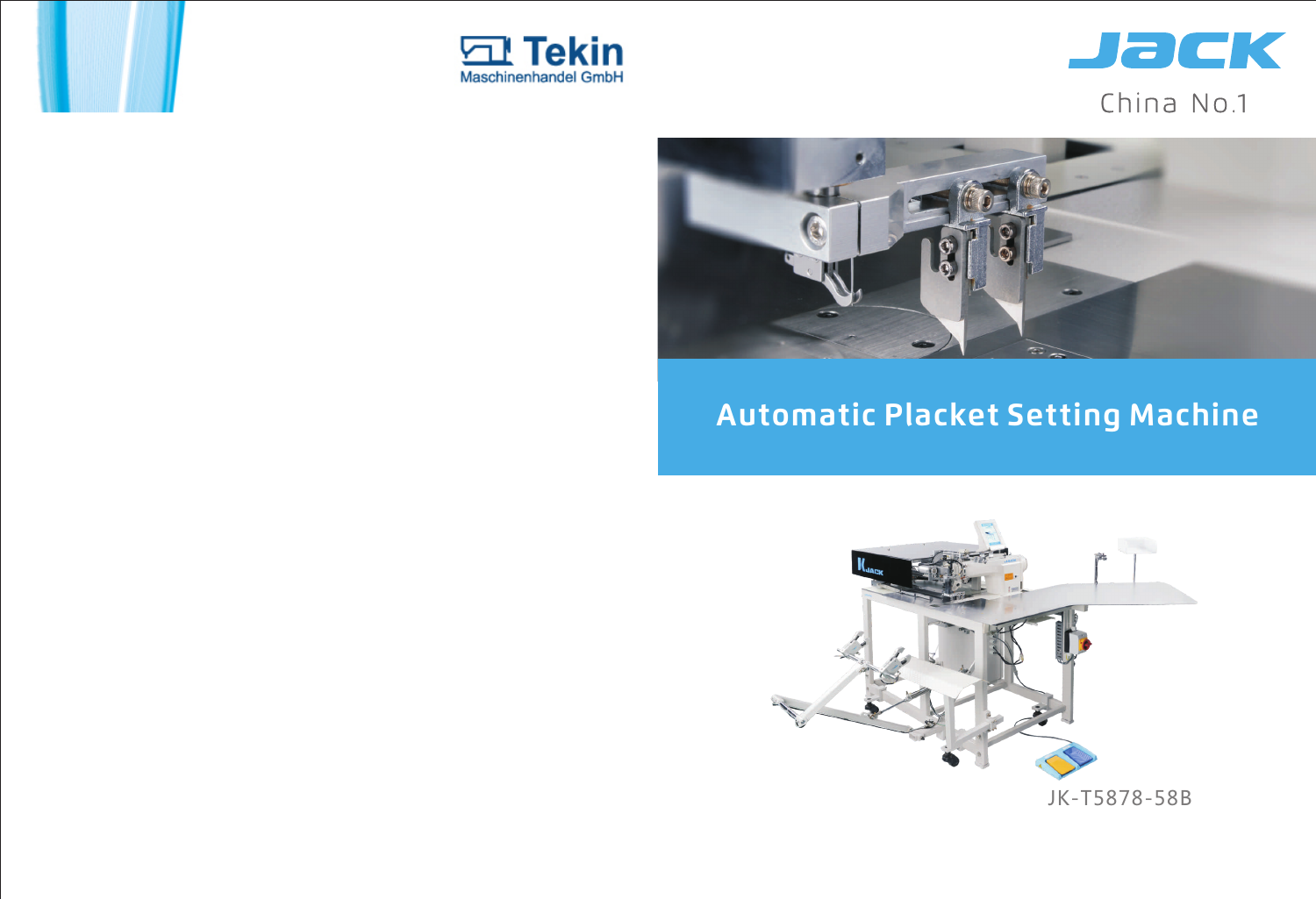Tekin
Maschinenhandel GmbH

JACK

China No.1

# Automatic Placket Setting Machine

JK-T5878-58B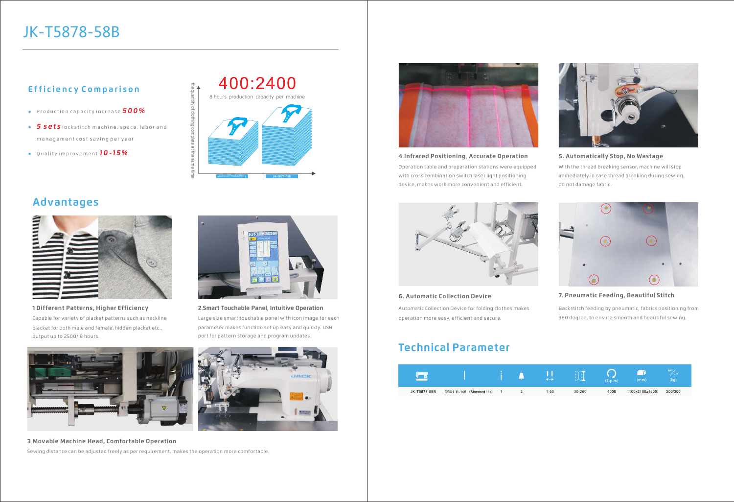# JK-T5878-58B

## Efficiency Comparison

- Production capacity increase ***500%***
- ***5 sets*** lockstitch machine, space, labor and management cost saving per year
- Quality improvement ***10-15%***

400:2400

8 hours production capacity per machine

the quantity of clothing complete at the same time

General Productivity

JK-5878-58B

## Advantages

**1 Different Patterns, Higher Efficiency**

Capable for variety of placket patterns such as neckline placket for both male and female, hidden placket etc., output up to 2500/ 8 hours.

**2.Smart Touchable Panel, Intuitive Operation**

Large size smart touchable panel with icon image for each parameter makes function set up easy and quickly. USB port for pattern storage and program updates.

**3.Movable Machine Head, Comfortable Operation**

Sewing distance can be adjusted freely as per requirement, makes the operation more comfortable.

**4.Infrared Positioning, Accurate Operation**

Operation table and preparation stations were equipped with cross combination switch laser light positioning device, makes work more convenient and efficient.

**5. Automatically Stop, No Wastage**

With the thread breaking sensor, machine will stop immediately in case thread breaking during sewing, do not damage fabric.

**6. Automatic Collection Device**

Automatic Collection Device for folding clothes makes operation more easy, efficient and secure.

**7. Pneumatic Feeding, Beautiful Stitch**

Backstitch feeding by pneumatic, fabrics positioning from 360 degree, to ensure smooth and beautiful sewing.

## Technical Parameter

| | | | | | | (S.p.m) | (mm) | (kg) |
|---|---|---|---|---|---|---|---|---|
| JK-T5878-58B | DBX1 11-14# (Standard 11#) | 1 | 2 | 1-50 | 30-260 | 4000 | 1100x2100x1600 | 200/300 |